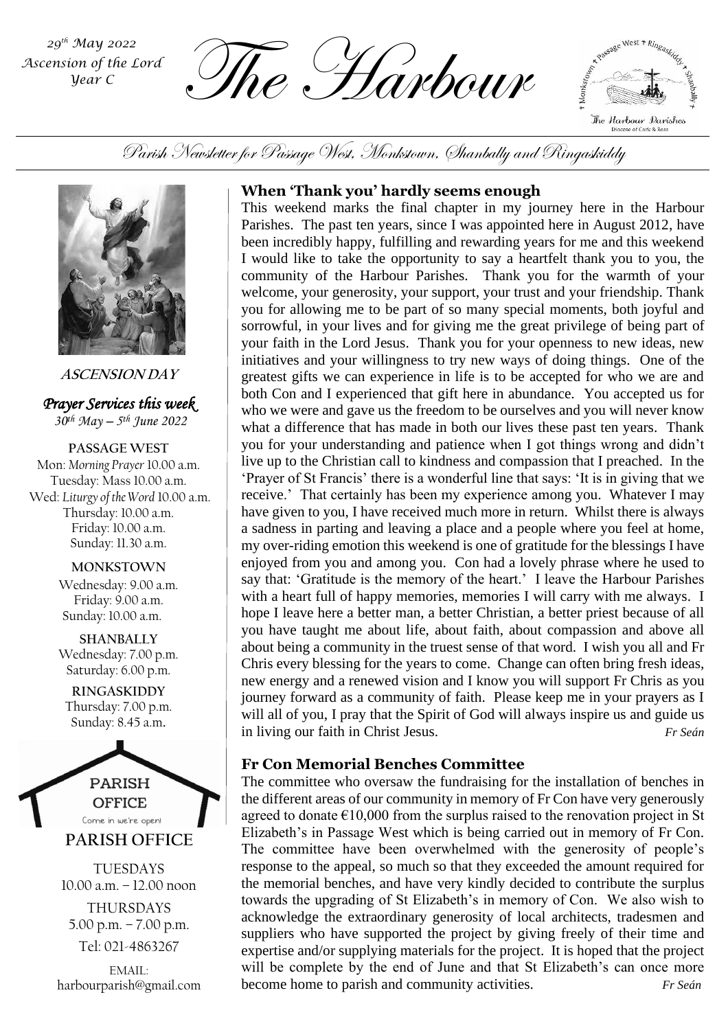*29th May 2022*
*Ascension of the Lord*
*Year C*

# The Harbour

Parish Newsletter for Passage West, Monkstown, Shanbally and Ringaskiddy

**ASCENSION DAY**

## *Prayer Services this week*

*30th May – 5th June 2022*

**PASSAGE WEST**
Mon: *Morning Prayer* 10.00 a.m.
Tuesday: Mass 10.00 a.m.
Wed: *Liturgy of the Word* 10.00 a.m.
Thursday: 10.00 a.m.
Friday: 10.00 a.m.
Sunday: 11.30 a.m.

**MONKSTOWN**
Wednesday: 9.00 a.m.
Friday: 9.00 a.m.
Sunday: 10.00 a.m.

**SHANBALLY**
Wednesday: 7.00 p.m.
Saturday: 6.00 p.m.

**RINGASKIDDY**
Thursday: 7.00 p.m.
Sunday: 8.45 a.m.

**PARISH OFFICE**
Come in we're open!

## PARISH OFFICE

TUESDAYS
10.00 a.m. – 12.00 noon

THURSDAYS
5.00 p.m. – 7.00 p.m.

Tel: 021-4863267

EMAIL:
harbourparish@gmail.com

## When 'Thank you' hardly seems enough

This weekend marks the final chapter in my journey here in the Harbour Parishes. The past ten years, since I was appointed here in August 2012, have been incredibly happy, fulfilling and rewarding years for me and this weekend I would like to take the opportunity to say a heartfelt thank you to you, the community of the Harbour Parishes. Thank you for the warmth of your welcome, your generosity, your support, your trust and your friendship. Thank you for allowing me to be part of so many special moments, both joyful and sorrowful, in your lives and for giving me the great privilege of being part of your faith in the Lord Jesus. Thank you for your openness to new ideas, new initiatives and your willingness to try new ways of doing things. One of the greatest gifts we can experience in life is to be accepted for who we are and both Con and I experienced that gift here in abundance. You accepted us for who we were and gave us the freedom to be ourselves and you will never know what a difference that has made in both our lives these past ten years. Thank you for your understanding and patience when I got things wrong and didn't live up to the Christian call to kindness and compassion that I preached. In the 'Prayer of St Francis' there is a wonderful line that says: 'It is in giving that we receive.' That certainly has been my experience among you. Whatever I may have given to you, I have received much more in return. Whilst there is always a sadness in parting and leaving a place and a people where you feel at home, my over-riding emotion this weekend is one of gratitude for the blessings I have enjoyed from you and among you. Con had a lovely phrase where he used to say that: 'Gratitude is the memory of the heart.' I leave the Harbour Parishes with a heart full of happy memories, memories I will carry with me always. I hope I leave here a better man, a better Christian, a better priest because of all you have taught me about life, about faith, about compassion and above all about being a community in the truest sense of that word. I wish you all and Fr Chris every blessing for the years to come. Change can often bring fresh ideas, new energy and a renewed vision and I know you will support Fr Chris as you journey forward as a community of faith. Please keep me in your prayers as I will all of you, I pray that the Spirit of God will always inspire us and guide us in living our faith in Christ Jesus. *Fr Seán*

## Fr Con Memorial Benches Committee

The committee who oversaw the fundraising for the installation of benches in the different areas of our community in memory of Fr Con have very generously agreed to donate €10,000 from the surplus raised to the renovation project in St Elizabeth's in Passage West which is being carried out in memory of Fr Con. The committee have been overwhelmed with the generosity of people's response to the appeal, so much so that they exceeded the amount required for the memorial benches, and have very kindly decided to contribute the surplus towards the upgrading of St Elizabeth's in memory of Con. We also wish to acknowledge the extraordinary generosity of local architects, tradesmen and suppliers who have supported the project by giving freely of their time and expertise and/or supplying materials for the project. It is hoped that the project will be complete by the end of June and that St Elizabeth's can once more become home to parish and community activities. *Fr Seán*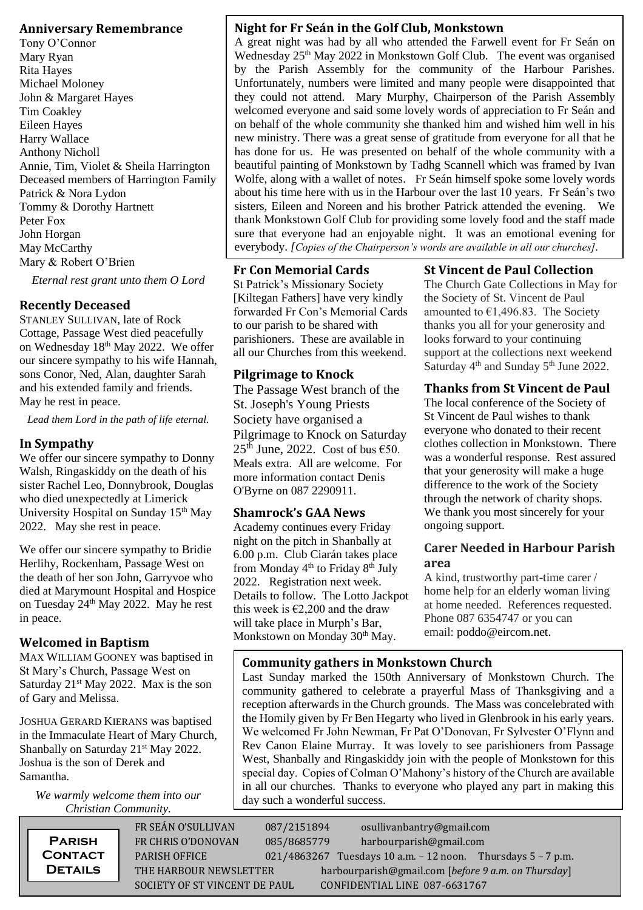## Anniversary Remembrance

Tony O'Connor
Mary Ryan
Rita Hayes
Michael Moloney
John & Margaret Hayes
Tim Coakley
Eileen Hayes
Harry Wallace
Anthony Nicholl
Annie, Tim, Violet & Sheila Harrington
Deceased members of Harrington Family
Patrick & Nora Lydon
Tommy & Dorothy Hartnett
Peter Fox
John Horgan
May McCarthy
Mary & Robert O'Brien

*Eternal rest grant unto them O Lord*

## Recently Deceased

STANLEY SULLIVAN, late of Rock Cottage, Passage West died peacefully on Wednesday 18th May 2022. We offer our sincere sympathy to his wife Hannah, sons Conor, Ned, Alan, daughter Sarah and his extended family and friends. May he rest in peace.

*Lead them Lord in the path of life eternal.*

## In Sympathy

We offer our sincere sympathy to Donny Walsh, Ringaskiddy on the death of his sister Rachel Leo, Donnybrook, Douglas who died unexpectedly at Limerick University Hospital on Sunday 15th May 2022. May she rest in peace.

We offer our sincere sympathy to Bridie Herlihy, Rockenham, Passage West on the death of her son John, Garryvoe who died at Marymount Hospital and Hospice on Tuesday 24th May 2022. May he rest in peace.

## Welcomed in Baptism

MAX WILLIAM GOONEY was baptised in St Mary's Church, Passage West on Saturday 21st May 2022. Max is the son of Gary and Melissa.

JOSHUA GERARD KIERANS was baptised in the Immaculate Heart of Mary Church, Shanbally on Saturday 21st May 2022. Joshua is the son of Derek and Samantha.

*We warmly welcome them into our Christian Community.*

## Night for Fr Seán in the Golf Club, Monkstown

A great night was had by all who attended the Farwell event for Fr Seán on Wednesday 25th May 2022 in Monkstown Golf Club. The event was organised by the Parish Assembly for the community of the Harbour Parishes. Unfortunately, numbers were limited and many people were disappointed that they could not attend. Mary Murphy, Chairperson of the Parish Assembly welcomed everyone and said some lovely words of appreciation to Fr Seán and on behalf of the whole community she thanked him and wished him well in his new ministry. There was a great sense of gratitude from everyone for all that he has done for us. He was presented on behalf of the whole community with a beautiful painting of Monkstown by Tadhg Scannell which was framed by Ivan Wolfe, along with a wallet of notes. Fr Seán himself spoke some lovely words about his time here with us in the Harbour over the last 10 years. Fr Seán's two sisters, Eileen and Noreen and his brother Patrick attended the evening. We thank Monkstown Golf Club for providing some lovely food and the staff made sure that everyone had an enjoyable night. It was an emotional evening for everybody. *[Copies of the Chairperson's words are available in all our churches]*.

## Fr Con Memorial Cards

St Patrick's Missionary Society [Kiltegan Fathers] have very kindly forwarded Fr Con's Memorial Cards to our parish to be shared with parishioners. These are available in all our Churches from this weekend.

## Pilgrimage to Knock

The Passage West branch of the St. Joseph's Young Priests Society have organised a Pilgrimage to Knock on Saturday 25th June, 2022. Cost of bus €50. Meals extra. All are welcome. For more information contact Denis O'Byrne on 087 2290911.

## Shamrock's GAA News

Academy continues every Friday night on the pitch in Shanbally at 6.00 p.m. Club Ciarán takes place from Monday 4th to Friday 8th July 2022. Registration next week. Details to follow. The Lotto Jackpot this week is €2,200 and the draw will take place in Murph's Bar, Monkstown on Monday 30th May.

## St Vincent de Paul Collection

The Church Gate Collections in May for the Society of St. Vincent de Paul amounted to €1,496.83. The Society thanks you all for your generosity and looks forward to your continuing support at the collections next weekend Saturday 4th and Sunday 5th June 2022.

## Thanks from St Vincent de Paul

The local conference of the Society of St Vincent de Paul wishes to thank everyone who donated to their recent clothes collection in Monkstown. There was a wonderful response. Rest assured that your generosity will make a huge difference to the work of the Society through the network of charity shops. We thank you most sincerely for your ongoing support.

## Carer Needed in Harbour Parish area

A kind, trustworthy part-time carer / home help for an elderly woman living at home needed. References requested. Phone 087 6354747 or you can email: poddo@eircom.net.

## Community gathers in Monkstown Church

Last Sunday marked the 150th Anniversary of Monkstown Church. The community gathered to celebrate a prayerful Mass of Thanksgiving and a reception afterwards in the Church grounds. The Mass was concelebrated with the Homily given by Fr Ben Hegarty who lived in Glenbrook in his early years. We welcomed Fr John Newman, Fr Pat O'Donovan, Fr Sylvester O'Flynn and Rev Canon Elaine Murray. It was lovely to see parishioners from Passage West, Shanbally and Ringaskiddy join with the people of Monkstown for this special day. Copies of Colman O'Mahony's history of the Church are available in all our churches. Thanks to everyone who played any part in making this day such a wonderful success.

## Parish Contact Details

| | | |
|---|---|---|
| FR SEÁN O'SULLIVAN | 087/2151894 | osullivanbantry@gmail.com |
| FR CHRIS O'DONOVAN | 085/8685779 | harbourparish@gmail.com |
| PARISH OFFICE | 021/4863267 | Tuesdays 10 a.m. – 12 noon. Thursdays 5 – 7 p.m. |
| THE HARBOUR NEWSLETTER | | harbourparish@gmail.com [*before 9 a.m. on Thursday*] |
| SOCIETY OF ST VINCENT DE PAUL | | CONFIDENTIAL LINE 087-6631767 |